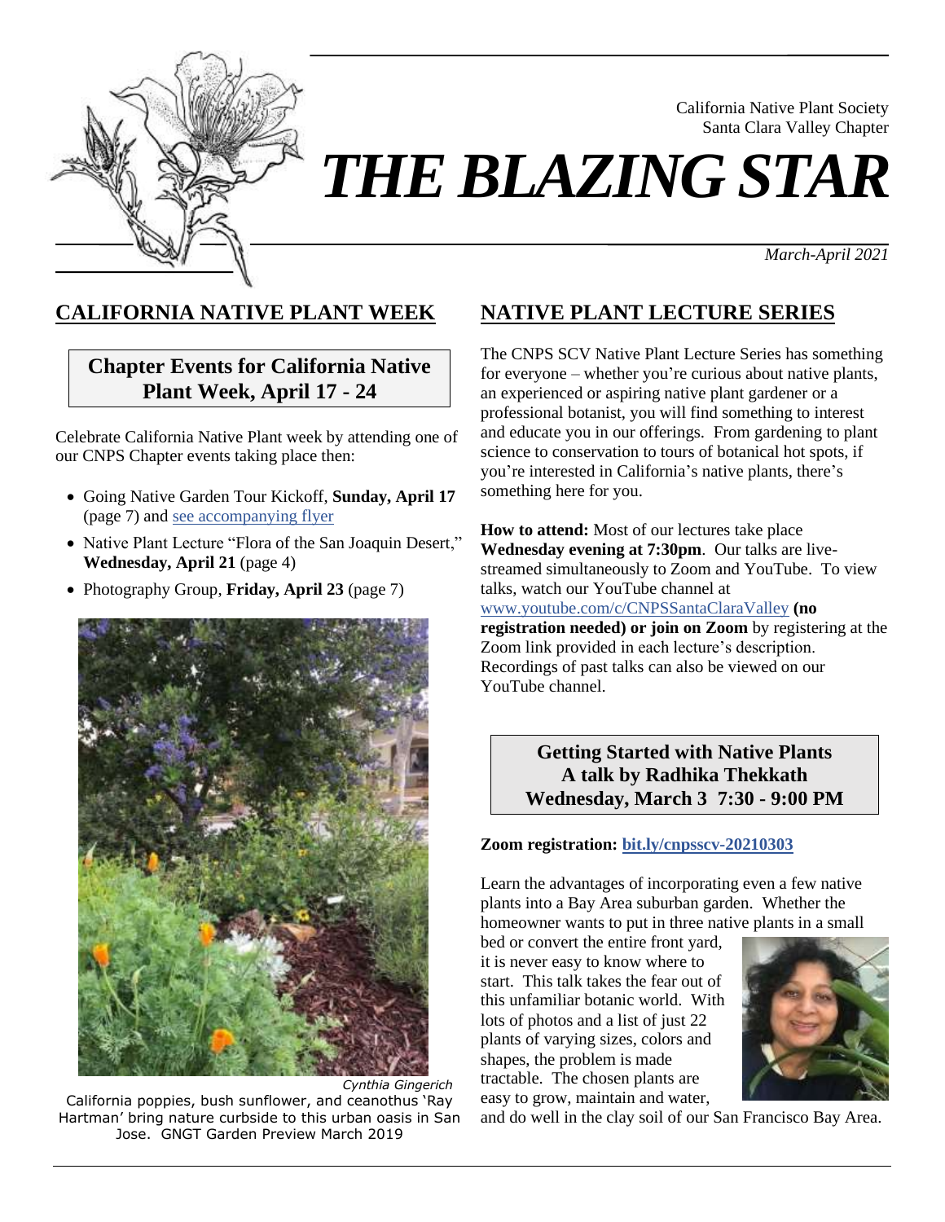California Native Plant Society
Santa Clara Valley Chapter

# *THE BLAZING STAR*

*March-April 2021*

## CALIFORNIA NATIVE PLANT WEEK

### Chapter Events for California Native Plant Week, April 17 - 24

Celebrate California Native Plant week by attending one of our CNPS Chapter events taking place then:

- Going Native Garden Tour Kickoff, **Sunday, April 17** (page 7) and see accompanying flyer
- Native Plant Lecture "Flora of the San Joaquin Desert," **Wednesday, April 21** (page 4)
- Photography Group, **Friday, April 23** (page 7)

*Cynthia Gingerich*

California poppies, bush sunflower, and ceanothus 'Ray Hartman' bring nature curbside to this urban oasis in San Jose. GNGT Garden Preview March 2019

## NATIVE PLANT LECTURE SERIES

The CNPS SCV Native Plant Lecture Series has something for everyone – whether you're curious about native plants, an experienced or aspiring native plant gardener or a professional botanist, you will find something to interest and educate you in our offerings. From gardening to plant science to conservation to tours of botanical hot spots, if you're interested in California's native plants, there's something here for you.

**How to attend:** Most of our lectures take place **Wednesday evening at 7:30pm**. Our talks are live-streamed simultaneously to Zoom and YouTube. To view talks, watch our YouTube channel at www.youtube.com/c/CNPSSantaClaraValley **(no registration needed) or join on Zoom** by registering at the Zoom link provided in each lecture's description. Recordings of past talks can also be viewed on our YouTube channel.

### Getting Started with Native Plants
### A talk by Radhika Thekkath
### Wednesday, March 3 7:30 - 9:00 PM

**Zoom registration: bit.ly/cnpsscv-20210303**

Learn the advantages of incorporating even a few native plants into a Bay Area suburban garden. Whether the homeowner wants to put in three native plants in a small bed or convert the entire front yard, it is never easy to know where to start. This talk takes the fear out of this unfamiliar botanic world. With lots of photos and a list of just 22 plants of varying sizes, colors and shapes, the problem is made tractable. The chosen plants are easy to grow, maintain and water, and do well in the clay soil of our San Francisco Bay Area.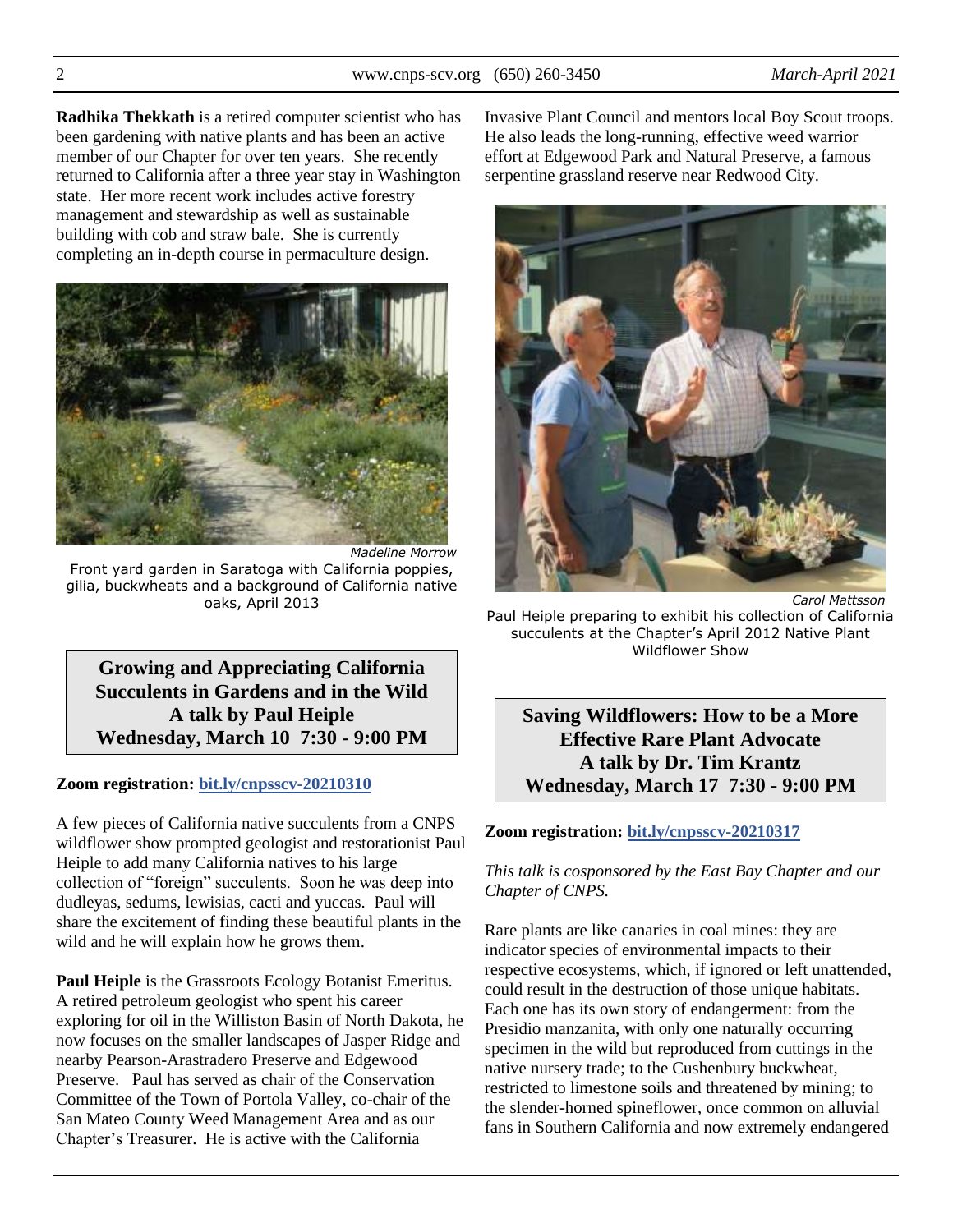**Radhika Thekkath** is a retired computer scientist who has been gardening with native plants and has been an active member of our Chapter for over ten years. She recently returned to California after a three year stay in Washington state. Her more recent work includes active forestry management and stewardship as well as sustainable building with cob and straw bale. She is currently completing an in-depth course in permaculture design.

*Madeline Morrow*

Front yard garden in Saratoga with California poppies, gilia, buckwheats and a background of California native oaks, April 2013

## Growing and Appreciating California Succulents in Gardens and in the Wild
## A talk by Paul Heiple
## Wednesday, March 10 7:30 - 9:00 PM

**Zoom registration: bit.ly/cnpsscv-20210310**

A few pieces of California native succulents from a CNPS wildflower show prompted geologist and restorationist Paul Heiple to add many California natives to his large collection of "foreign" succulents. Soon he was deep into dudleyas, sedums, lewisias, cacti and yuccas. Paul will share the excitement of finding these beautiful plants in the wild and he will explain how he grows them.

**Paul Heiple** is the Grassroots Ecology Botanist Emeritus. A retired petroleum geologist who spent his career exploring for oil in the Williston Basin of North Dakota, he now focuses on the smaller landscapes of Jasper Ridge and nearby Pearson-Arastradero Preserve and Edgewood Preserve. Paul has served as chair of the Conservation Committee of the Town of Portola Valley, co-chair of the San Mateo County Weed Management Area and as our Chapter's Treasurer. He is active with the California Invasive Plant Council and mentors local Boy Scout troops. He also leads the long-running, effective weed warrior effort at Edgewood Park and Natural Preserve, a famous serpentine grassland reserve near Redwood City.

*Carol Mattsson*

Paul Heiple preparing to exhibit his collection of California succulents at the Chapter's April 2012 Native Plant Wildflower Show

## Saving Wildflowers: How to be a More Effective Rare Plant Advocate
## A talk by Dr. Tim Krantz
## Wednesday, March 17 7:30 - 9:00 PM

**Zoom registration: bit.ly/cnpsscv-20210317**

*This talk is cosponsored by the East Bay Chapter and our Chapter of CNPS.*

Rare plants are like canaries in coal mines: they are indicator species of environmental impacts to their respective ecosystems, which, if ignored or left unattended, could result in the destruction of those unique habitats. Each one has its own story of endangerment: from the Presidio manzanita, with only one naturally occurring specimen in the wild but reproduced from cuttings in the native nursery trade; to the Cushenbury buckwheat, restricted to limestone soils and threatened by mining; to the slender-horned spineflower, once common on alluvial fans in Southern California and now extremely endangered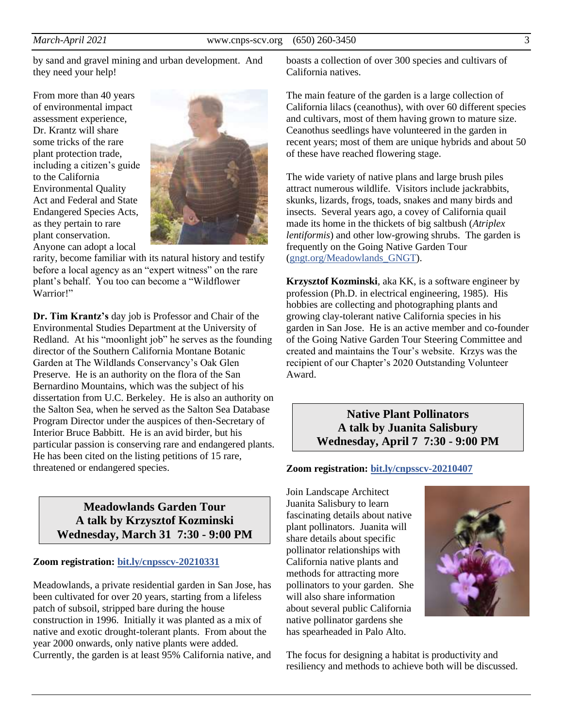by sand and gravel mining and urban development. And they need your help!

From more than 40 years of environmental impact assessment experience, Dr. Krantz will share some tricks of the rare plant protection trade, including a citizen's guide to the California Environmental Quality Act and Federal and State Endangered Species Acts, as they pertain to rare plant conservation. Anyone can adopt a local rarity, become familiar with its natural history and testify before a local agency as an "expert witness" on the rare plant's behalf. You too can become a "Wildflower Warrior!"

**Dr. Tim Krantz's** day job is Professor and Chair of the Environmental Studies Department at the University of Redland. At his "moonlight job" he serves as the founding director of the Southern California Montane Botanic Garden at The Wildlands Conservancy's Oak Glen Preserve. He is an authority on the flora of the San Bernardino Mountains, which was the subject of his dissertation from U.C. Berkeley. He is also an authority on the Salton Sea, when he served as the Salton Sea Database Program Director under the auspices of then-Secretary of Interior Bruce Babbitt. He is an avid birder, but his particular passion is conserving rare and endangered plants. He has been cited on the listing petitions of 15 rare, threatened or endangered species.

## Meadowlands Garden Tour
## A talk by Krzysztof Kozminski
## Wednesday, March 31 7:30 - 9:00 PM

**Zoom registration: bit.ly/cnpsscv-20210331**

Meadowlands, a private residential garden in San Jose, has been cultivated for over 20 years, starting from a lifeless patch of subsoil, stripped bare during the house construction in 1996. Initially it was planted as a mix of native and exotic drought-tolerant plants. From about the year 2000 onwards, only native plants were added. Currently, the garden is at least 95% California native, and boasts a collection of over 300 species and cultivars of California natives.

The main feature of the garden is a large collection of California lilacs (ceanothus), with over 60 different species and cultivars, most of them having grown to mature size. Ceanothus seedlings have volunteered in the garden in recent years; most of them are unique hybrids and about 50 of these have reached flowering stage.

The wide variety of native plans and large brush piles attract numerous wildlife. Visitors include jackrabbits, skunks, lizards, frogs, toads, snakes and many birds and insects. Several years ago, a covey of California quail made its home in the thickets of big saltbush (*Atriplex lentiformis*) and other low-growing shrubs. The garden is frequently on the Going Native Garden Tour (gngt.org/Meadowlands_GNGT).

**Krzysztof Kozminski**, aka KK, is a software engineer by profession (Ph.D. in electrical engineering, 1985). His hobbies are collecting and photographing plants and growing clay-tolerant native California species in his garden in San Jose. He is an active member and co-founder of the Going Native Garden Tour Steering Committee and created and maintains the Tour's website. Krzys was the recipient of our Chapter's 2020 Outstanding Volunteer Award.

## Native Plant Pollinators
## A talk by Juanita Salisbury
## Wednesday, April 7 7:30 - 9:00 PM

**Zoom registration: bit.ly/cnpsscv-20210407**

Join Landscape Architect Juanita Salisbury to learn fascinating details about native plant pollinators. Juanita will share details about specific pollinator relationships with California native plants and methods for attracting more pollinators to your garden. She will also share information about several public California native pollinator gardens she has spearheaded in Palo Alto.

The focus for designing a habitat is productivity and resiliency and methods to achieve both will be discussed.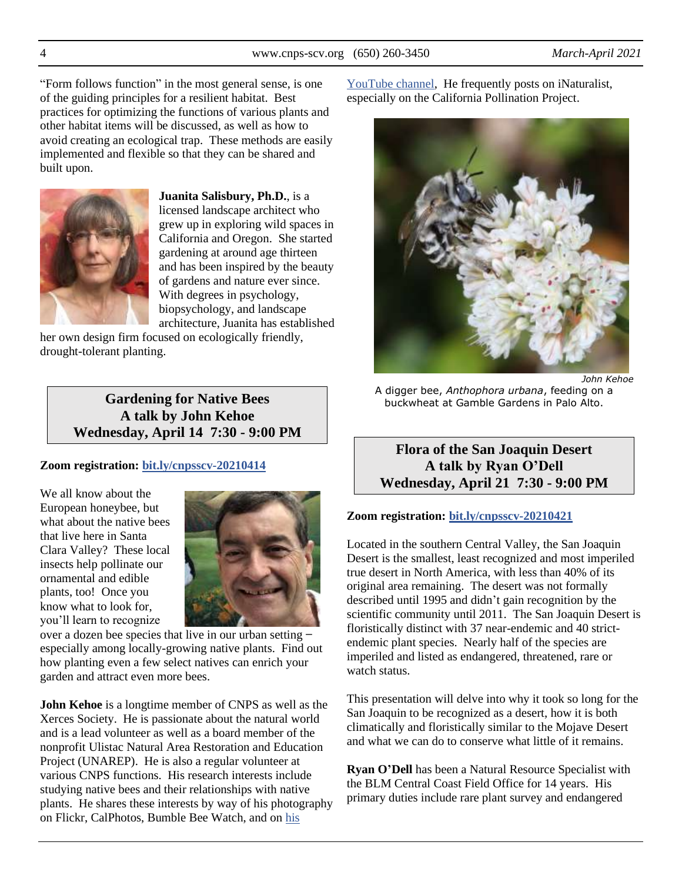"Form follows function" in the most general sense, is one of the guiding principles for a resilient habitat. Best practices for optimizing the functions of various plants and other habitat items will be discussed, as well as how to avoid creating an ecological trap. These methods are easily implemented and flexible so that they can be shared and built upon.

**Juanita Salisbury, Ph.D.**, is a licensed landscape architect who grew up in exploring wild spaces in California and Oregon. She started gardening at around age thirteen and has been inspired by the beauty of gardens and nature ever since. With degrees in psychology, biopsychology, and landscape architecture, Juanita has established her own design firm focused on ecologically friendly, drought-tolerant planting.

## Gardening for Native Bees
## A talk by John Kehoe
## Wednesday, April 14 7:30 - 9:00 PM

**Zoom registration: bit.ly/cnpsscv-20210414**

We all know about the European honeybee, but what about the native bees that live here in Santa Clara Valley? These local insects help pollinate our ornamental and edible plants, too! Once you know what to look for, you'll learn to recognize over a dozen bee species that live in our urban setting – especially among locally-growing native plants. Find out how planting even a few select natives can enrich your garden and attract even more bees.

**John Kehoe** is a longtime member of CNPS as well as the Xerces Society. He is passionate about the natural world and is a lead volunteer as well as a board member of the nonprofit Ulistac Natural Area Restoration and Education Project (UNAREP). He is also a regular volunteer at various CNPS functions. His research interests include studying native bees and their relationships with native plants. He shares these interests by way of his photography on Flickr, CalPhotos, Bumble Bee Watch, and on his YouTube channel, He frequently posts on iNaturalist, especially on the California Pollination Project.

*John Kehoe*

A digger bee, *Anthophora urbana*, feeding on a buckwheat at Gamble Gardens in Palo Alto.

## Flora of the San Joaquin Desert
## A talk by Ryan O'Dell
## Wednesday, April 21 7:30 - 9:00 PM

**Zoom registration: bit.ly/cnpsscv-20210421**

Located in the southern Central Valley, the San Joaquin Desert is the smallest, least recognized and most imperiled true desert in North America, with less than 40% of its original area remaining. The desert was not formally described until 1995 and didn't gain recognition by the scientific community until 2011. The San Joaquin Desert is floristically distinct with 37 near-endemic and 40 strict-endemic plant species. Nearly half of the species are imperiled and listed as endangered, threatened, rare or watch status.

This presentation will delve into why it took so long for the San Joaquin to be recognized as a desert, how it is both climatically and floristically similar to the Mojave Desert and what we can do to conserve what little of it remains.

**Ryan O'Dell** has been a Natural Resource Specialist with the BLM Central Coast Field Office for 14 years. His primary duties include rare plant survey and endangered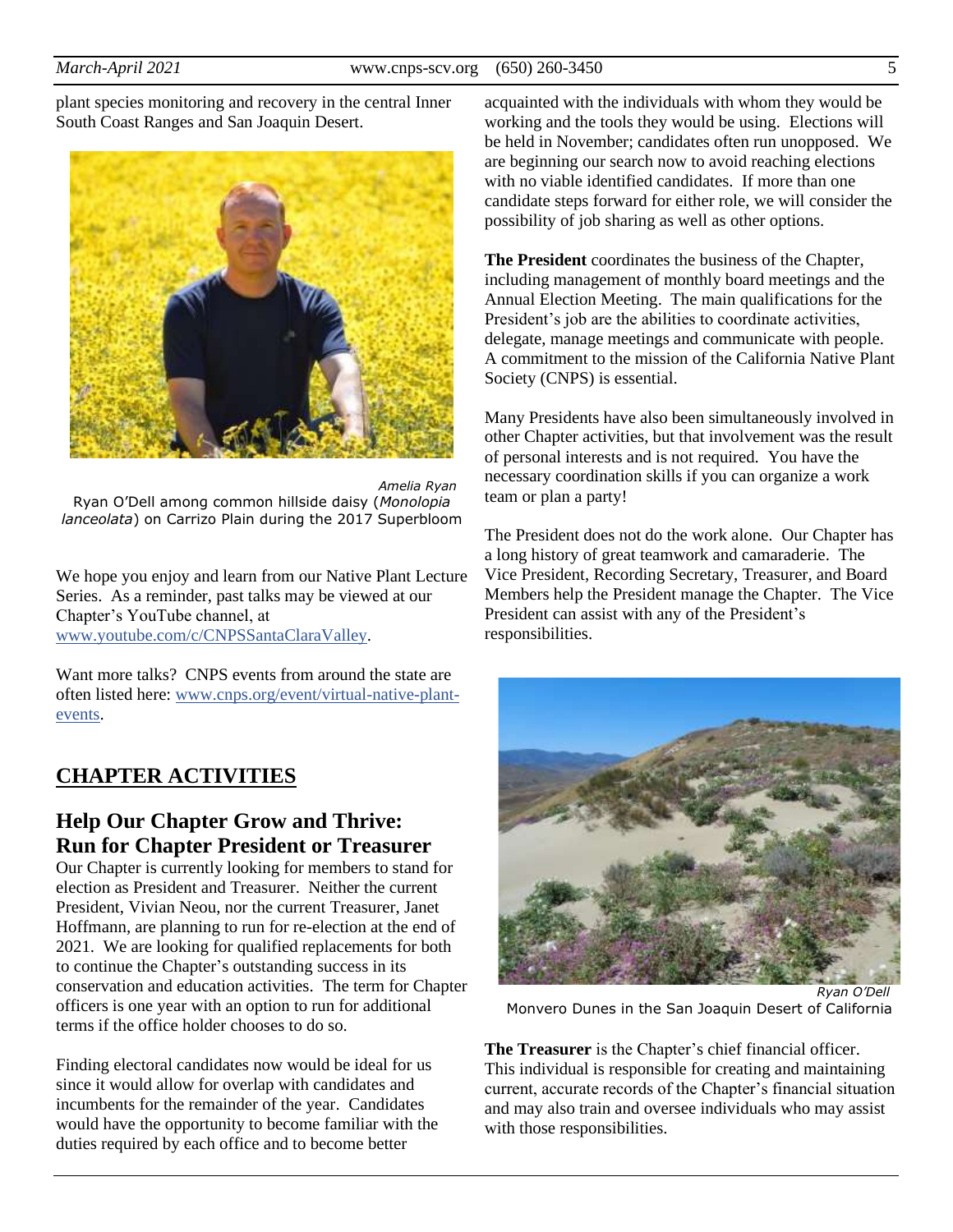plant species monitoring and recovery in the central Inner South Coast Ranges and San Joaquin Desert.

*Amelia Ryan*
Ryan O'Dell among common hillside daisy (*Monolopia lanceolata*) on Carrizo Plain during the 2017 Superbloom

We hope you enjoy and learn from our Native Plant Lecture Series. As a reminder, past talks may be viewed at our Chapter's YouTube channel, at [www.youtube.com/c/CNPSSantaClaraValley](www.youtube.com/c/CNPSSantaClaraValley).

Want more talks? CNPS events from around the state are often listed here: [www.cnps.org/event/virtual-native-plant-events](www.cnps.org/event/virtual-native-plant-events).

## CHAPTER ACTIVITIES

### Help Our Chapter Grow and Thrive: Run for Chapter President or Treasurer

Our Chapter is currently looking for members to stand for election as President and Treasurer. Neither the current President, Vivian Neou, nor the current Treasurer, Janet Hoffmann, are planning to run for re-election at the end of 2021. We are looking for qualified replacements for both to continue the Chapter's outstanding success in its conservation and education activities. The term for Chapter officers is one year with an option to run for additional terms if the office holder chooses to do so.

Finding electoral candidates now would be ideal for us since it would allow for overlap with candidates and incumbents for the remainder of the year. Candidates would have the opportunity to become familiar with the duties required by each office and to become better acquainted with the individuals with whom they would be working and the tools they would be using. Elections will be held in November; candidates often run unopposed. We are beginning our search now to avoid reaching elections with no viable identified candidates. If more than one candidate steps forward for either role, we will consider the possibility of job sharing as well as other options.

**The President** coordinates the business of the Chapter, including management of monthly board meetings and the Annual Election Meeting. The main qualifications for the President's job are the abilities to coordinate activities, delegate, manage meetings and communicate with people. A commitment to the mission of the California Native Plant Society (CNPS) is essential.

Many Presidents have also been simultaneously involved in other Chapter activities, but that involvement was the result of personal interests and is not required. You have the necessary coordination skills if you can organize a work team or plan a party!

The President does not do the work alone. Our Chapter has a long history of great teamwork and camaraderie. The Vice President, Recording Secretary, Treasurer, and Board Members help the President manage the Chapter. The Vice President can assist with any of the President's responsibilities.

*Ryan O'Dell*
Monvero Dunes in the San Joaquin Desert of California

**The Treasurer** is the Chapter's chief financial officer. This individual is responsible for creating and maintaining current, accurate records of the Chapter's financial situation and may also train and oversee individuals who may assist with those responsibilities.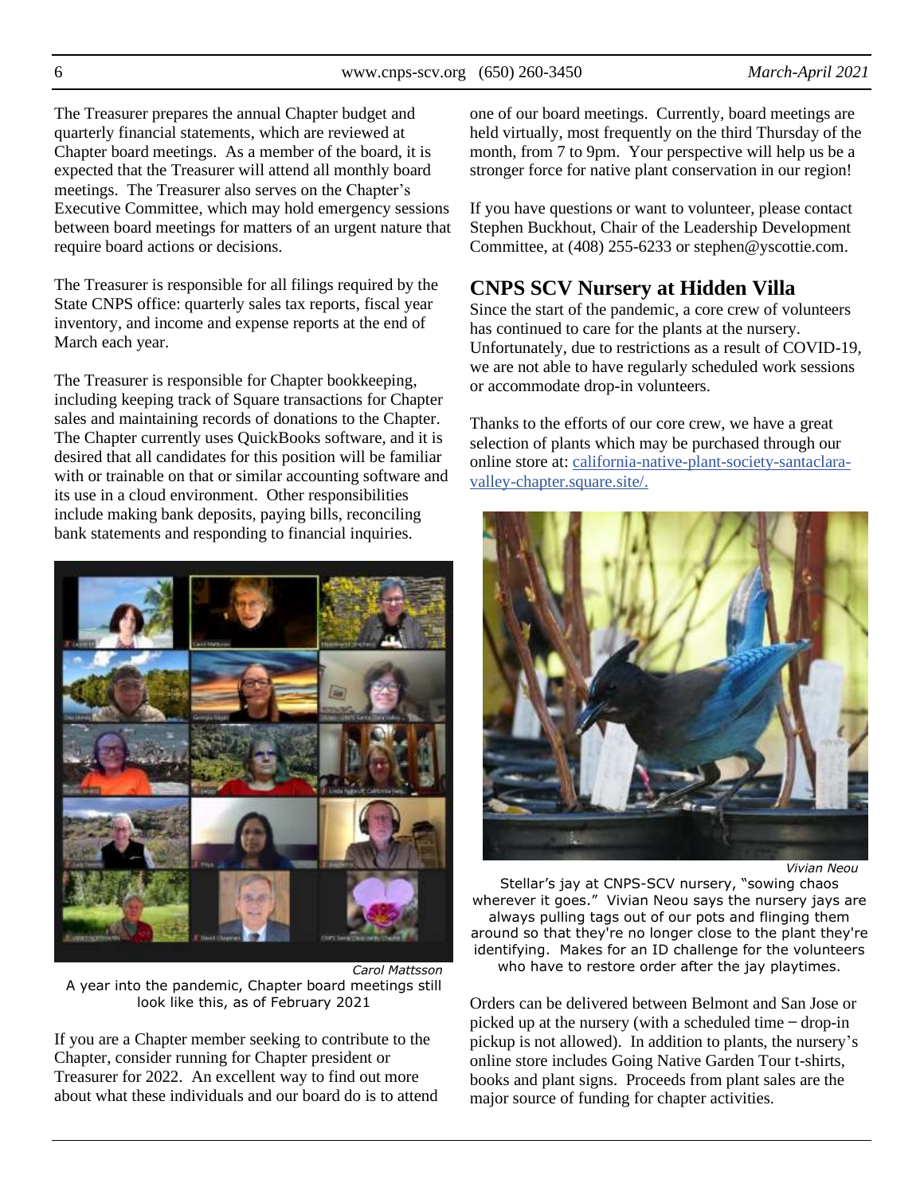The Treasurer prepares the annual Chapter budget and quarterly financial statements, which are reviewed at Chapter board meetings. As a member of the board, it is expected that the Treasurer will attend all monthly board meetings. The Treasurer also serves on the Chapter's Executive Committee, which may hold emergency sessions between board meetings for matters of an urgent nature that require board actions or decisions.

The Treasurer is responsible for all filings required by the State CNPS office: quarterly sales tax reports, fiscal year inventory, and income and expense reports at the end of March each year.

The Treasurer is responsible for Chapter bookkeeping, including keeping track of Square transactions for Chapter sales and maintaining records of donations to the Chapter. The Chapter currently uses QuickBooks software, and it is desired that all candidates for this position will be familiar with or trainable on that or similar accounting software and its use in a cloud environment. Other responsibilities include making bank deposits, paying bills, reconciling bank statements and responding to financial inquiries.

*Carol Mattsson*

A year into the pandemic, Chapter board meetings still look like this, as of February 2021

If you are a Chapter member seeking to contribute to the Chapter, consider running for Chapter president or Treasurer for 2022. An excellent way to find out more about what these individuals and our board do is to attend one of our board meetings. Currently, board meetings are held virtually, most frequently on the third Thursday of the month, from 7 to 9pm. Your perspective will help us be a stronger force for native plant conservation in our region!

If you have questions or want to volunteer, please contact Stephen Buckhout, Chair of the Leadership Development Committee, at (408) 255-6233 or stephen@yscottie.com.

## CNPS SCV Nursery at Hidden Villa

Since the start of the pandemic, a core crew of volunteers has continued to care for the plants at the nursery. Unfortunately, due to restrictions as a result of COVID-19, we are not able to have regularly scheduled work sessions or accommodate drop-in volunteers.

Thanks to the efforts of our core crew, we have a great selection of plants which may be purchased through our online store at: [california-native-plant-society-santaclara-valley-chapter.square.site/.](california-native-plant-society-santaclara-valley-chapter.square.site/)

*Vivian Neou*

Stellar's jay at CNPS-SCV nursery, "sowing chaos wherever it goes." Vivian Neou says the nursery jays are always pulling tags out of our pots and flinging them around so that they're no longer close to the plant they're identifying. Makes for an ID challenge for the volunteers who have to restore order after the jay playtimes.

Orders can be delivered between Belmont and San Jose or picked up at the nursery (with a scheduled time – drop-in pickup is not allowed). In addition to plants, the nursery's online store includes Going Native Garden Tour t-shirts, books and plant signs. Proceeds from plant sales are the major source of funding for chapter activities.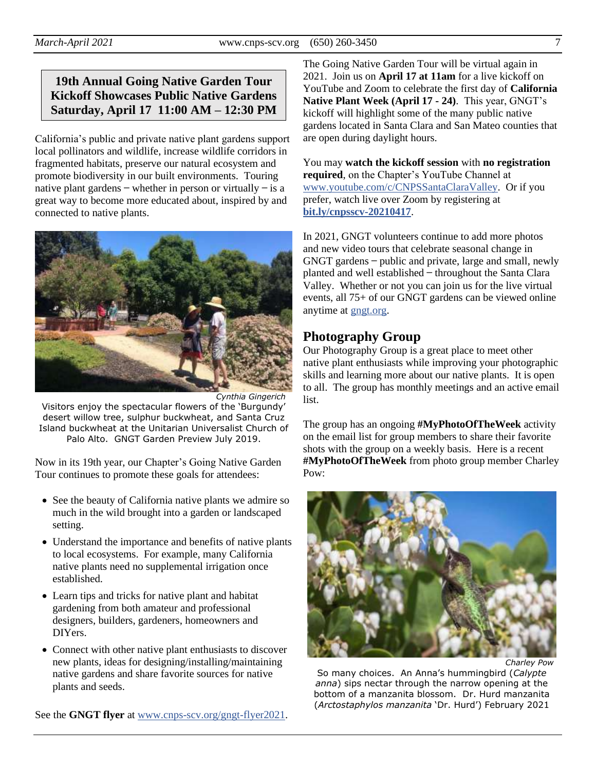## 19th Annual Going Native Garden Tour Kickoff Showcases Public Native Gardens Saturday, April 17 11:00 AM – 12:30 PM

California's public and private native plant gardens support local pollinators and wildlife, increase wildlife corridors in fragmented habitats, preserve our natural ecosystem and promote biodiversity in our built environments. Touring native plant gardens – whether in person or virtually – is a great way to become more educated about, inspired by and connected to native plants.

*Cynthia Gingerich*

Visitors enjoy the spectacular flowers of the 'Burgundy' desert willow tree, sulphur buckwheat, and Santa Cruz Island buckwheat at the Unitarian Universalist Church of Palo Alto. GNGT Garden Preview July 2019.

Now in its 19th year, our Chapter's Going Native Garden Tour continues to promote these goals for attendees:

- See the beauty of California native plants we admire so much in the wild brought into a garden or landscaped setting.
- Understand the importance and benefits of native plants to local ecosystems. For example, many California native plants need no supplemental irrigation once established.
- Learn tips and tricks for native plant and habitat gardening from both amateur and professional designers, builders, gardeners, homeowners and DIYers.
- Connect with other native plant enthusiasts to discover new plants, ideas for designing/installing/maintaining native gardens and share favorite sources for native plants and seeds.

See the **GNGT flyer** at www.cnps-scv.org/gngt-flyer2021.

The Going Native Garden Tour will be virtual again in 2021. Join us on **April 17 at 11am** for a live kickoff on YouTube and Zoom to celebrate the first day of **California Native Plant Week (April 17 - 24)**. This year, GNGT's kickoff will highlight some of the many public native gardens located in Santa Clara and San Mateo counties that are open during daylight hours.

You may **watch the kickoff session** with **no registration required**, on the Chapter's YouTube Channel at www.youtube.com/c/CNPSSantaClaraValley. Or if you prefer, watch live over Zoom by registering at **bit.ly/cnpsscv-20210417**.

In 2021, GNGT volunteers continue to add more photos and new video tours that celebrate seasonal change in GNGT gardens – public and private, large and small, newly planted and well established – throughout the Santa Clara Valley. Whether or not you can join us for the live virtual events, all 75+ of our GNGT gardens can be viewed online anytime at gngt.org.

## Photography Group

Our Photography Group is a great place to meet other native plant enthusiasts while improving your photographic skills and learning more about our native plants. It is open to all. The group has monthly meetings and an active email list.

The group has an ongoing **#MyPhotoOfTheWeek** activity on the email list for group members to share their favorite shots with the group on a weekly basis. Here is a recent **#MyPhotoOfTheWeek** from photo group member Charley Pow:

*Charley Pow*

So many choices. An Anna's hummingbird (*Calypte anna*) sips nectar through the narrow opening at the bottom of a manzanita blossom. Dr. Hurd manzanita (*Arctostaphylos manzanita* 'Dr. Hurd') February 2021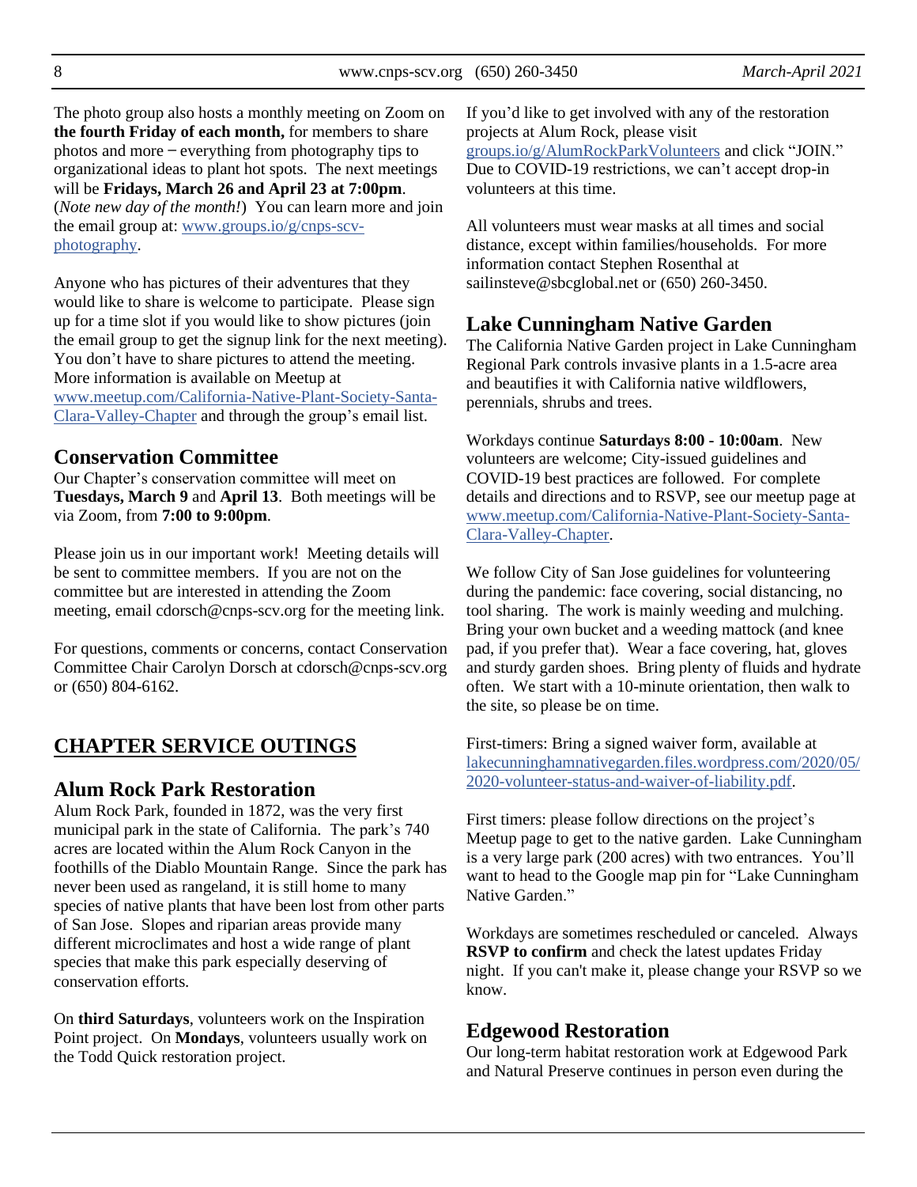The photo group also hosts a monthly meeting on Zoom on **the fourth Friday of each month,** for members to share photos and more – everything from photography tips to organizational ideas to plant hot spots. The next meetings will be **Fridays, March 26 and April 23 at 7:00pm**. (*Note new day of the month!*) You can learn more and join the email group at: www.groups.io/g/cnps-scv-photography.

Anyone who has pictures of their adventures that they would like to share is welcome to participate. Please sign up for a time slot if you would like to show pictures (join the email group to get the signup link for the next meeting). You don't have to share pictures to attend the meeting. More information is available on Meetup at www.meetup.com/California-Native-Plant-Society-Santa-Clara-Valley-Chapter and through the group's email list.

## Conservation Committee

Our Chapter's conservation committee will meet on **Tuesdays, March 9** and **April 13**. Both meetings will be via Zoom, from **7:00 to 9:00pm**.

Please join us in our important work! Meeting details will be sent to committee members. If you are not on the committee but are interested in attending the Zoom meeting, email cdorsch@cnps-scv.org for the meeting link.

For questions, comments or concerns, contact Conservation Committee Chair Carolyn Dorsch at cdorsch@cnps-scv.org or (650) 804-6162.

# CHAPTER SERVICE OUTINGS

## Alum Rock Park Restoration

Alum Rock Park, founded in 1872, was the very first municipal park in the state of California. The park's 740 acres are located within the Alum Rock Canyon in the foothills of the Diablo Mountain Range. Since the park has never been used as rangeland, it is still home to many species of native plants that have been lost from other parts of San Jose. Slopes and riparian areas provide many different microclimates and host a wide range of plant species that make this park especially deserving of conservation efforts.

On **third Saturdays**, volunteers work on the Inspiration Point project. On **Mondays**, volunteers usually work on the Todd Quick restoration project.

If you'd like to get involved with any of the restoration projects at Alum Rock, please visit groups.io/g/AlumRockParkVolunteers and click "JOIN." Due to COVID-19 restrictions, we can't accept drop-in volunteers at this time.

All volunteers must wear masks at all times and social distance, except within families/households. For more information contact Stephen Rosenthal at sailinsteve@sbcglobal.net or (650) 260-3450.

## Lake Cunningham Native Garden

The California Native Garden project in Lake Cunningham Regional Park controls invasive plants in a 1.5-acre area and beautifies it with California native wildflowers, perennials, shrubs and trees.

Workdays continue **Saturdays 8:00 - 10:00am**. New volunteers are welcome; City-issued guidelines and COVID-19 best practices are followed. For complete details and directions and to RSVP, see our meetup page at www.meetup.com/California-Native-Plant-Society-Santa-Clara-Valley-Chapter.

We follow City of San Jose guidelines for volunteering during the pandemic: face covering, social distancing, no tool sharing. The work is mainly weeding and mulching. Bring your own bucket and a weeding mattock (and knee pad, if you prefer that). Wear a face covering, hat, gloves and sturdy garden shoes. Bring plenty of fluids and hydrate often. We start with a 10-minute orientation, then walk to the site, so please be on time.

First-timers: Bring a signed waiver form, available at lakecunninghamnativegarden.files.wordpress.com/2020/05/2020-volunteer-status-and-waiver-of-liability.pdf.

First timers: please follow directions on the project's Meetup page to get to the native garden. Lake Cunningham is a very large park (200 acres) with two entrances. You'll want to head to the Google map pin for "Lake Cunningham Native Garden."

Workdays are sometimes rescheduled or canceled. Always **RSVP to confirm** and check the latest updates Friday night. If you can't make it, please change your RSVP so we know.

## Edgewood Restoration

Our long-term habitat restoration work at Edgewood Park and Natural Preserve continues in person even during the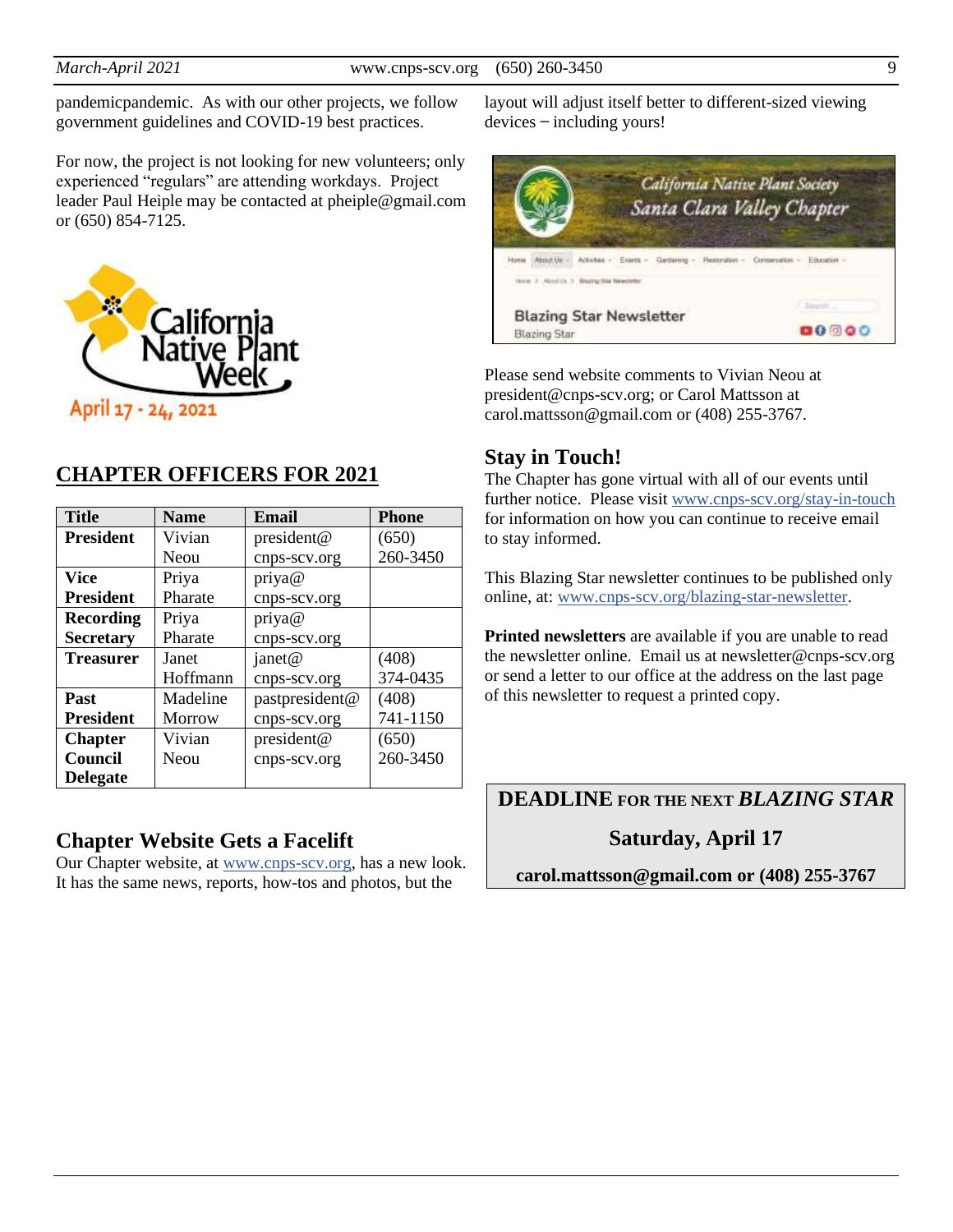pandemicpandemic. As with our other projects, we follow government guidelines and COVID-19 best practices.

For now, the project is not looking for new volunteers; only experienced "regulars" are attending workdays. Project leader Paul Heiple may be contacted at pheiple@gmail.com or (650) 854-7125.

California Native Plant Week

April 17 - 24, 2021

## CHAPTER OFFICERS FOR 2021

| Title | Name | Email | Phone |
|---|---|---|---|
| **President** | Vivian Neou | president@cnps-scv.org | (650) 260-3450 |
| **Vice President** | Priya Pharate | priya@cnps-scv.org | |
| **Recording Secretary** | Priya Pharate | priya@cnps-scv.org | |
| **Treasurer** | Janet Hoffmann | janet@cnps-scv.org | (408) 374-0435 |
| **Past President** | Madeline Morrow | pastpresident@cnps-scv.org | (408) 741-1150 |
| **Chapter Council Delegate** | Vivian Neou | president@cnps-scv.org | (650) 260-3450 |

## Chapter Website Gets a Facelift

Our Chapter website, at www.cnps-scv.org, has a new look. It has the same news, reports, how-tos and photos, but the layout will adjust itself better to different-sized viewing devices – including yours!

Please send website comments to Vivian Neou at president@cnps-scv.org; or Carol Mattsson at carol.mattsson@gmail.com or (408) 255-3767.

## Stay in Touch!

The Chapter has gone virtual with all of our events until further notice. Please visit www.cnps-scv.org/stay-in-touch for information on how you can continue to receive email to stay informed.

This Blazing Star newsletter continues to be published only online, at: www.cnps-scv.org/blazing-star-newsletter.

**Printed newsletters** are available if you are unable to read the newsletter online. Email us at newsletter@cnps-scv.org or send a letter to our office at the address on the last page of this newsletter to request a printed copy.

**DEADLINE FOR THE NEXT *BLAZING STAR***

**Saturday, April 17**

**carol.mattsson@gmail.com or (408) 255-3767**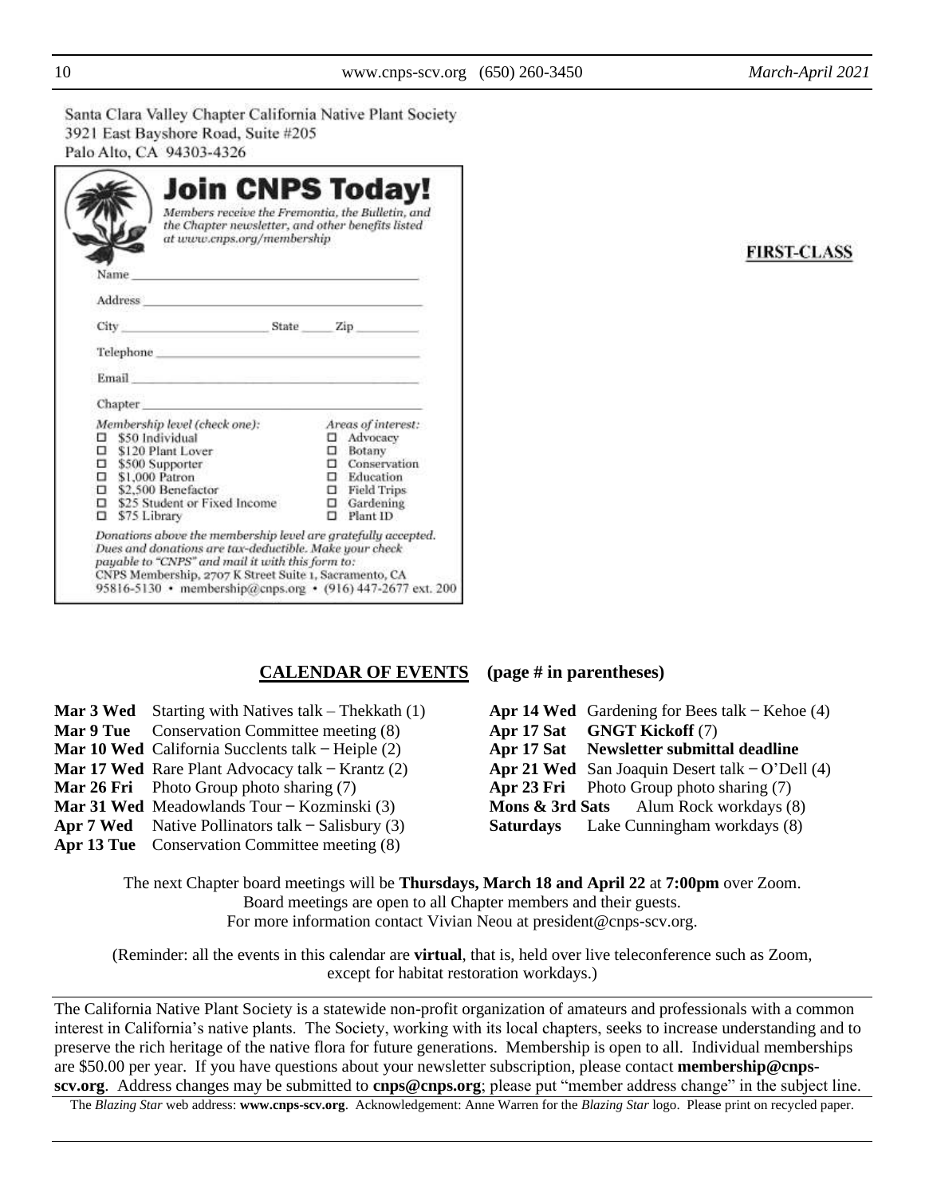Santa Clara Valley Chapter California Native Plant Society
3921 East Bayshore Road, Suite #205
Palo Alto, CA 94303-4326

**FIRST-CLASS**

## Join CNPS Today!

*Members receive the Fremontia, the Bulletin, and the Chapter newsletter, and other benefits listed at www.cnps.org/membership*

Name ______________________

Address ______________________

City ____________ State _____ Zip ________

Telephone ______________________

Email ______________________

Chapter ______________________

*Membership level (check one):*
- ☐ $50 Individual
- ☐ $120 Plant Lover
- ☐ $500 Supporter
- ☐ $1,000 Patron
- ☐ $2,500 Benefactor
- ☐ $25 Student or Fixed Income
- ☐ $75 Library

*Areas of interest:*
- ☐ Advocacy
- ☐ Botany
- ☐ Conservation
- ☐ Education
- ☐ Field Trips
- ☐ Gardening
- ☐ Plant ID

*Donations above the membership level are gratefully accepted. Dues and donations are tax-deductible. Make your check payable to "CNPS" and mail it with this form to:*
CNPS Membership, 2707 K Street Suite 1, Sacramento, CA 95816-5130 • membership@cnps.org • (916) 447-2677 ext. 200

## CALENDAR OF EVENTS (page # in parentheses)

**Mar 3 Wed** Starting with Natives talk – Thekkath (1)
**Mar 9 Tue** Conservation Committee meeting (8)
**Mar 10 Wed** California Succlents talk − Heiple (2)
**Mar 17 Wed** Rare Plant Advocacy talk − Krantz (2)
**Mar 26 Fri** Photo Group photo sharing (7)
**Mar 31 Wed** Meadowlands Tour − Kozminski (3)
**Apr 7 Wed** Native Pollinators talk − Salisbury (3)
**Apr 13 Tue** Conservation Committee meeting (8)
**Apr 14 Wed** Gardening for Bees talk − Kehoe (4)
**Apr 17 Sat** **GNGT Kickoff** (7)
**Apr 17 Sat** **Newsletter submittal deadline**
**Apr 21 Wed** San Joaquin Desert talk − O'Dell (4)
**Apr 23 Fri** Photo Group photo sharing (7)
**Mons & 3rd Sats** Alum Rock workdays (8)
**Saturdays** Lake Cunningham workdays (8)

The next Chapter board meetings will be **Thursdays, March 18 and April 22** at **7:00pm** over Zoom.
Board meetings are open to all Chapter members and their guests.
For more information contact Vivian Neou at president@cnps-scv.org.

(Reminder: all the events in this calendar are **virtual**, that is, held over live teleconference such as Zoom, except for habitat restoration workdays.)

The California Native Plant Society is a statewide non-profit organization of amateurs and professionals with a common interest in California's native plants. The Society, working with its local chapters, seeks to increase understanding and to preserve the rich heritage of the native flora for future generations. Membership is open to all. Individual memberships are $50.00 per year. If you have questions about your newsletter subscription, please contact **membership@cnps-scv.org**. Address changes may be submitted to **cnps@cnps.org**; please put "member address change" in the subject line.

The *Blazing Star* web address: **www.cnps-scv.org**. Acknowledgement: Anne Warren for the *Blazing Star* logo. Please print on recycled paper.